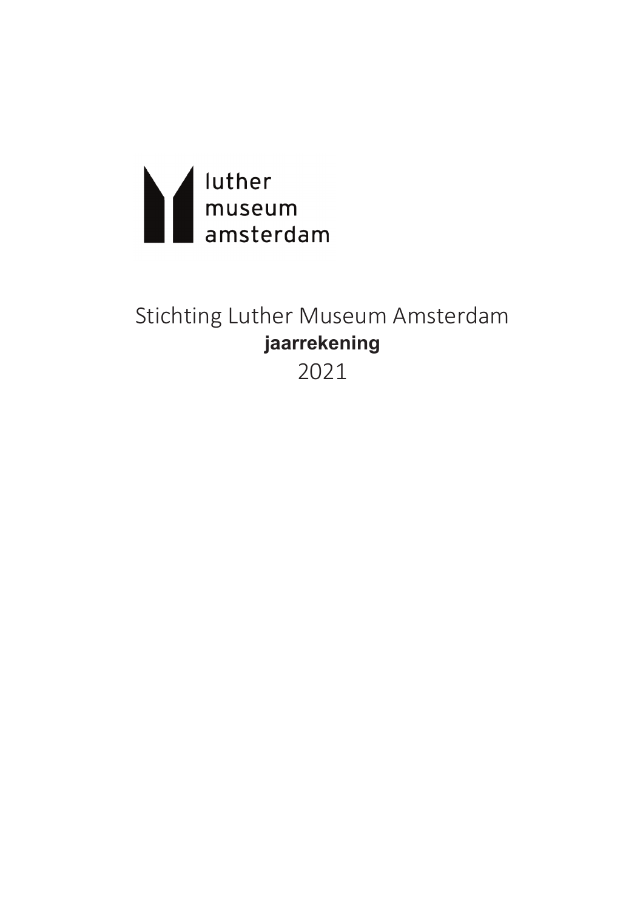luther
museum
amsterdam

# Stichting Luther Museum Amsterdam

**jaarrekening**

2021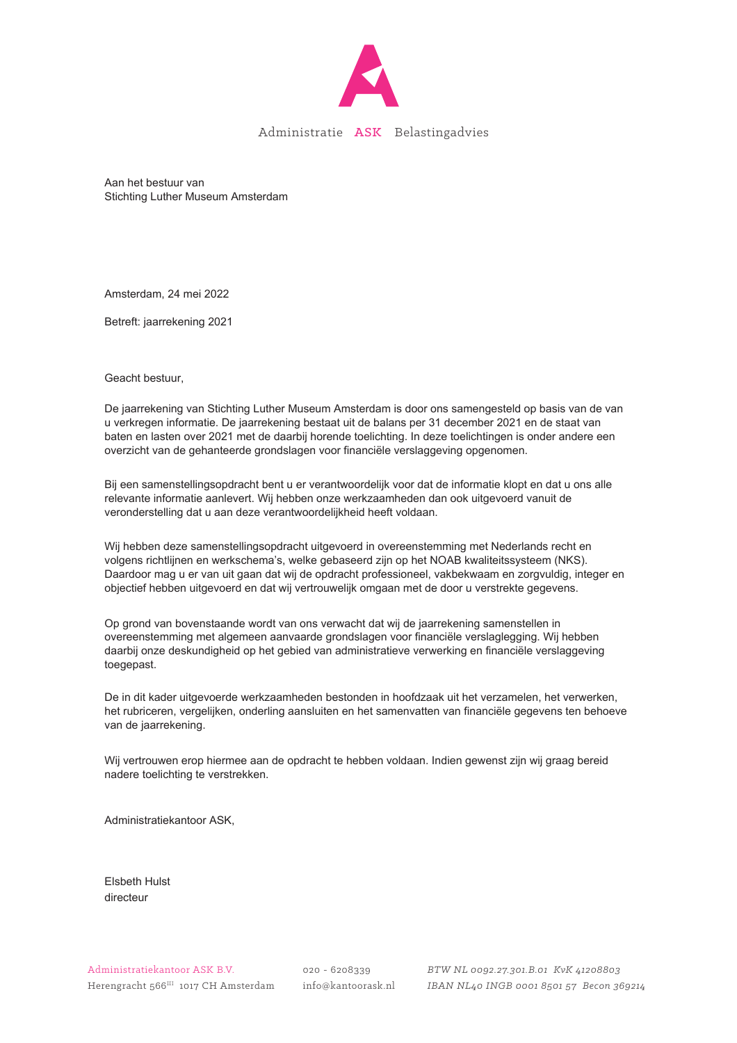Administratie ASK Belastingadvies

Aan het bestuur van
Stichting Luther Museum Amsterdam

Amsterdam, 24 mei 2022

Betreft: jaarrekening 2021

Geacht bestuur,

De jaarrekening van Stichting Luther Museum Amsterdam is door ons samengesteld op basis van de van u verkregen informatie. De jaarrekening bestaat uit de balans per 31 december 2021 en de staat van baten en lasten over 2021 met de daarbij horende toelichting. In deze toelichtingen is onder andere een overzicht van de gehanteerde grondslagen voor financiële verslaggeving opgenomen.

Bij een samenstellingsopdracht bent u er verantwoordelijk voor dat de informatie klopt en dat u ons alle relevante informatie aanlevert. Wij hebben onze werkzaamheden dan ook uitgevoerd vanuit de veronderstelling dat u aan deze verantwoordelijkheid heeft voldaan.

Wij hebben deze samenstellingsopdracht uitgevoerd in overeenstemming met Nederlands recht en volgens richtlijnen en werkschema's, welke gebaseerd zijn op het NOAB kwaliteitssysteem (NKS). Daardoor mag u er van uit gaan dat wij de opdracht professioneel, vakbekwaam en zorgvuldig, integer en objectief hebben uitgevoerd en dat wij vertrouwelijk omgaan met de door u verstrekte gegevens.

Op grond van bovenstaande wordt van ons verwacht dat wij de jaarrekening samenstellen in overeenstemming met algemeen aanvaarde grondslagen voor financiële verslaglegging. Wij hebben daarbij onze deskundigheid op het gebied van administratieve verwerking en financiële verslaggeving toegepast.

De in dit kader uitgevoerde werkzaamheden bestonden in hoofdzaak uit het verzamelen, het verwerken, het rubriceren, vergelijken, onderling aansluiten en het samenvatten van financiële gegevens ten behoeve van de jaarrekening.

Wij vertrouwen erop hiermee aan de opdracht te hebben voldaan. Indien gewenst zijn wij graag bereid nadere toelichting te verstrekken.

Administratiekantoor ASK,

Elsbeth Hulst
directeur

Administratiekantoor ASK B.V.
Herengracht 566III 1017 CH Amsterdam
020 - 6208339
info@kantoorask.nl
BTW NL 0092.27.301.B.01 KvK 41208803
IBAN NL40 INGB 0001 8501 57 Becon 369214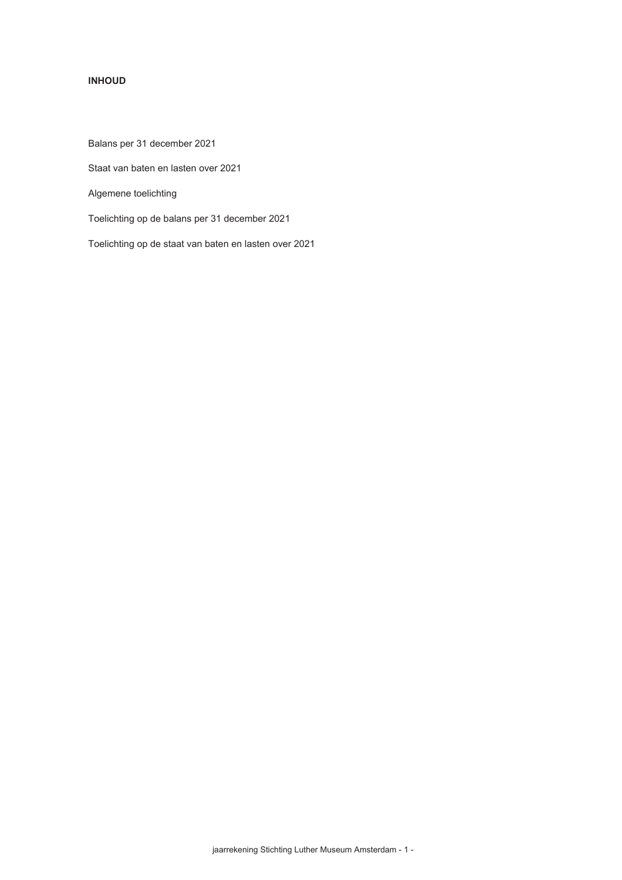**INHOUD**

Balans per 31 december 2021

Staat van baten en lasten over 2021

Algemene toelichting

Toelichting op de balans per 31 december 2021

Toelichting op de staat van baten en lasten over 2021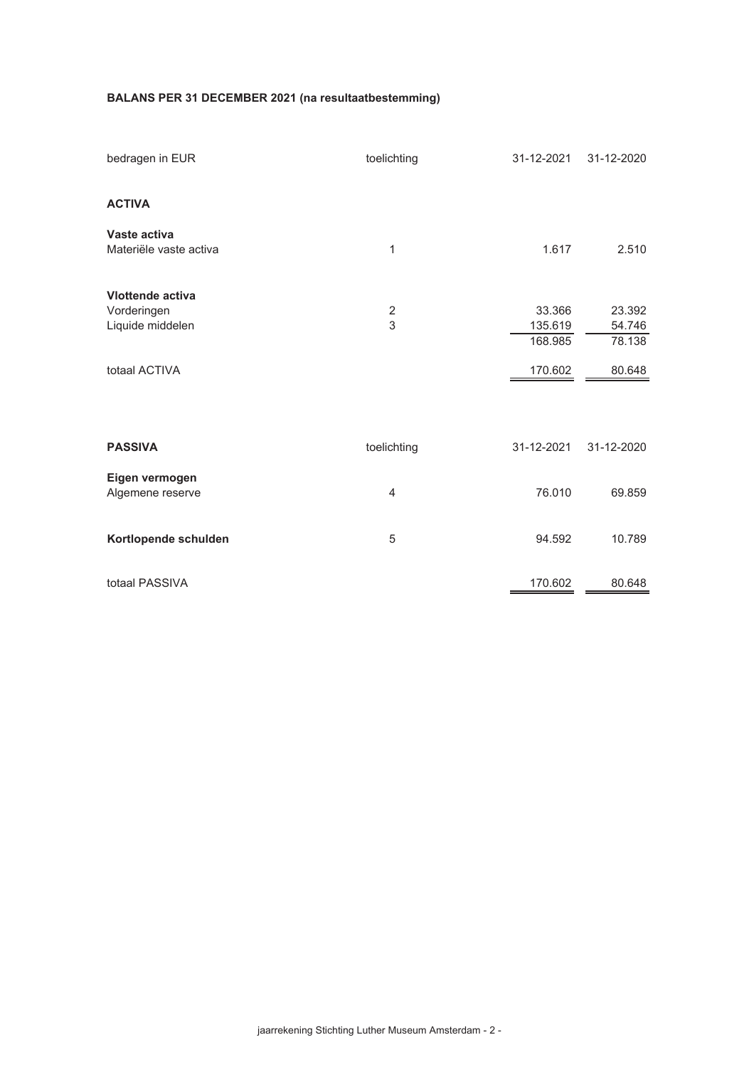**BALANS PER 31 DECEMBER 2021 (na resultaatbestemming)**

| bedragen in EUR | toelichting | 31-12-2021 | 31-12-2020 |
|---|---|---|---|
| **ACTIVA** | | | |
| **Vaste activa** | | | |
| Materiële vaste activa | 1 | 1.617 | 2.510 |
| **Vlottende activa** | | | |
| Vorderingen | 2 | 33.366 | 23.392 |
| Liquide middelen | 3 | 135.619 | 54.746 |
| | | 168.985 | 78.138 |
| totaal ACTIVA | | 170.602 | 80.648 |

| **PASSIVA** | toelichting | 31-12-2021 | 31-12-2020 |
|---|---|---|---|
| **Eigen vermogen** | | | |
| Algemene reserve | 4 | 76.010 | 69.859 |
| **Kortlopende schulden** | 5 | 94.592 | 10.789 |
| totaal PASSIVA | | 170.602 | 80.648 |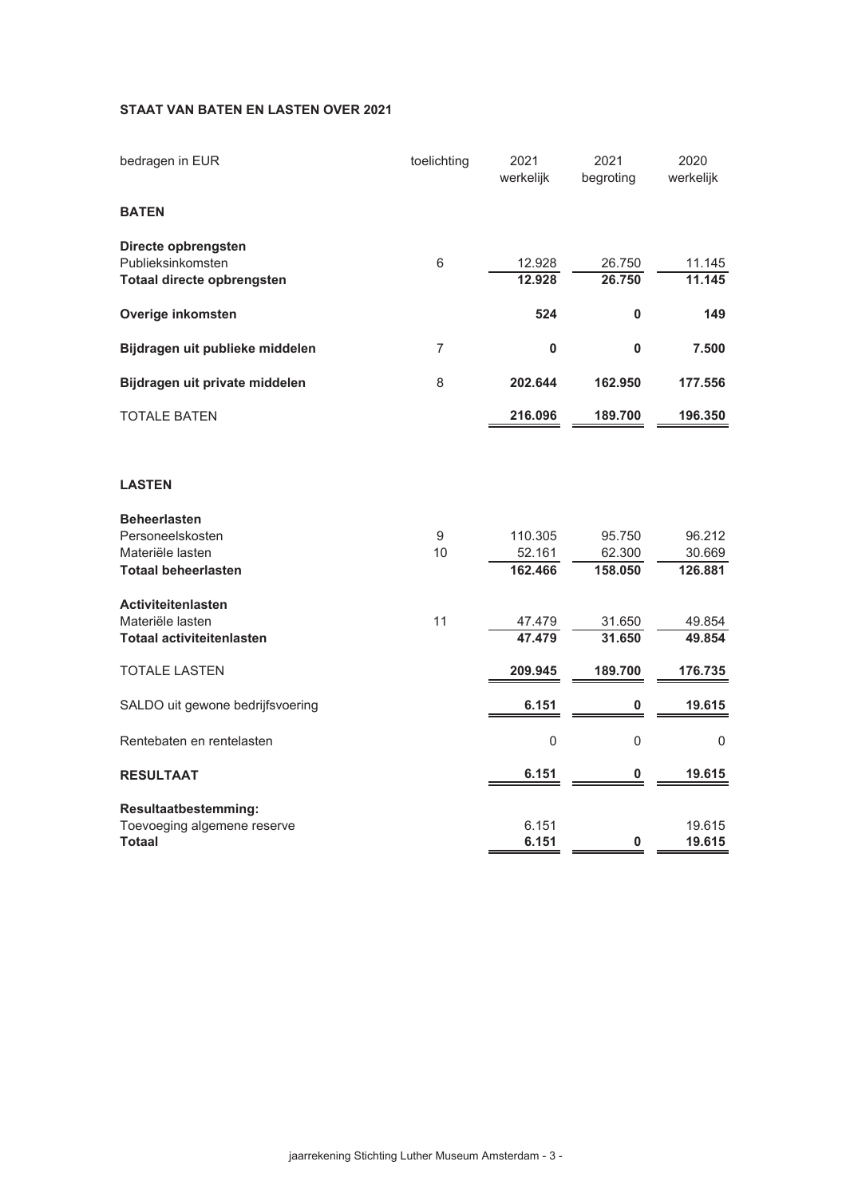**STAAT VAN BATEN EN LASTEN OVER 2021**

| bedragen in EUR | toelichting | 2021 werkelijk | 2021 begroting | 2020 werkelijk |
|---|---|---|---|---|
| **BATEN** | | | | |
| **Directe opbrengsten** | | | | |
| Publieksinkomsten | 6 | 12.928 | 26.750 | 11.145 |
| **Totaal directe opbrengsten** | | **12.928** | **26.750** | **11.145** |
| **Overige inkomsten** | | **524** | **0** | **149** |
| **Bijdragen uit publieke middelen** | 7 | **0** | **0** | **7.500** |
| **Bijdragen uit private middelen** | 8 | **202.644** | **162.950** | **177.556** |
| TOTALE BATEN | | **216.096** | **189.700** | **196.350** |
| **LASTEN** | | | | |
| **Beheerlasten** | | | | |
| Personeelskosten | 9 | 110.305 | 95.750 | 96.212 |
| Materiële lasten | 10 | 52.161 | 62.300 | 30.669 |
| **Totaal beheerlasten** | | **162.466** | **158.050** | **126.881** |
| **Activiteitenlasten** | | | | |
| Materiële lasten | 11 | 47.479 | 31.650 | 49.854 |
| **Totaal activiteitenlasten** | | **47.479** | **31.650** | **49.854** |
| TOTALE LASTEN | | **209.945** | **189.700** | **176.735** |
| SALDO uit gewone bedrijfsvoering | | **6.151** | **0** | **19.615** |
| Rentebaten en rentelasten | | 0 | 0 | 0 |
| **RESULTAAT** | | **6.151** | **0** | **19.615** |
| **Resultaatbestemming:** | | | | |
| Toevoeging algemene reserve | | 6.151 | | 19.615 |
| **Totaal** | | **6.151** | **0** | **19.615** |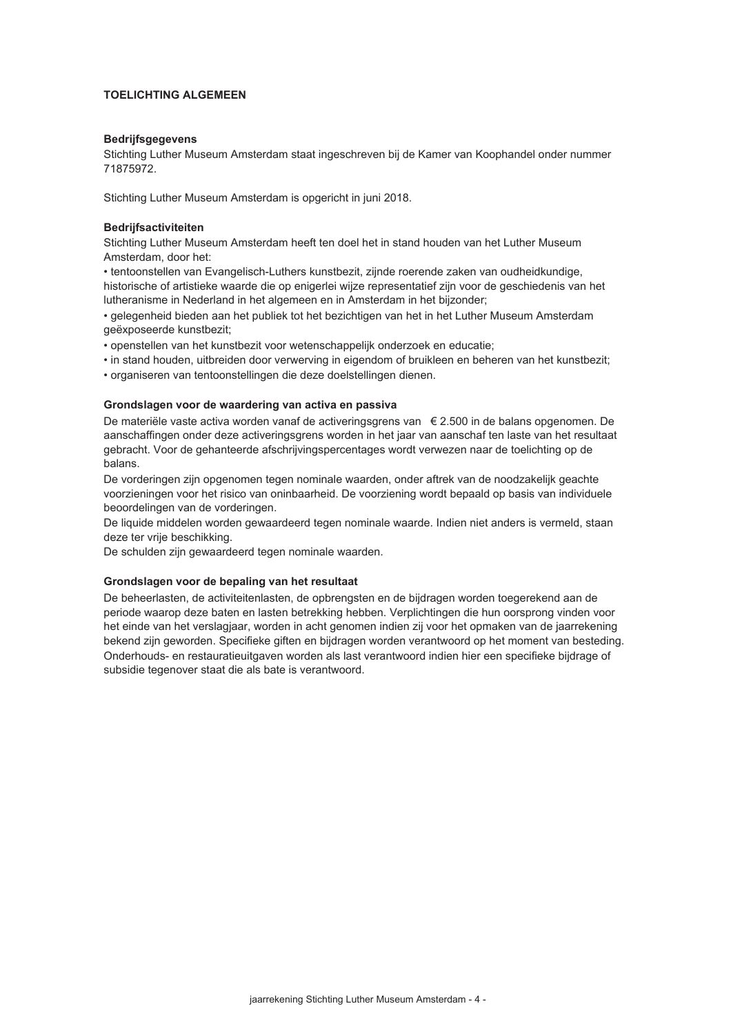## TOELICHTING ALGEMEEN

### Bedrijfsgegevens

Stichting Luther Museum Amsterdam staat ingeschreven bij de Kamer van Koophandel onder nummer 71875972.

Stichting Luther Museum Amsterdam is opgericht in juni 2018.

### Bedrijfsactiviteiten

Stichting Luther Museum Amsterdam heeft ten doel het in stand houden van het Luther Museum Amsterdam, door het:

- tentoonstellen van Evangelisch-Luthers kunstbezit, zijnde roerende zaken van oudheidkundige, historische of artistieke waarde die op enigerlei wijze representatief zijn voor de geschiedenis van het lutheranisme in Nederland in het algemeen en in Amsterdam in het bijzonder;
- gelegenheid bieden aan het publiek tot het bezichtigen van het in het Luther Museum Amsterdam geëxposeerde kunstbezit;
- openstellen van het kunstbezit voor wetenschappelijk onderzoek en educatie;
- in stand houden, uitbreiden door verwerving in eigendom of bruikleen en beheren van het kunstbezit;
- organiseren van tentoonstellingen die deze doelstellingen dienen.

### Grondslagen voor de waardering van activa en passiva

De materiële vaste activa worden vanaf de activeringsgrens van € 2.500 in de balans opgenomen. De aanschaffingen onder deze activeringsgrens worden in het jaar van aanschaf ten laste van het resultaat gebracht. Voor de gehanteerde afschrijvingspercentages wordt verwezen naar de toelichting op de balans.

De vorderingen zijn opgenomen tegen nominale waarden, onder aftrek van de noodzakelijk geachte voorzieningen voor het risico van oninbaarheid. De voorziening wordt bepaald op basis van individuele beoordelingen van de vorderingen.

De liquide middelen worden gewaardeerd tegen nominale waarde. Indien niet anders is vermeld, staan deze ter vrije beschikking.

De schulden zijn gewaardeerd tegen nominale waarden.

### Grondslagen voor de bepaling van het resultaat

De beheerlasten, de activiteitenlasten, de opbrengsten en de bijdragen worden toegerekend aan de periode waarop deze baten en lasten betrekking hebben. Verplichtingen die hun oorsprong vinden voor het einde van het verslagjaar, worden in acht genomen indien zij voor het opmaken van de jaarrekening bekend zijn geworden. Specifieke giften en bijdragen worden verantwoord op het moment van besteding. Onderhouds- en restauratieuitgaven worden als last verantwoord indien hier een specifieke bijdrage of subsidie tegenover staat die als bate is verantwoord.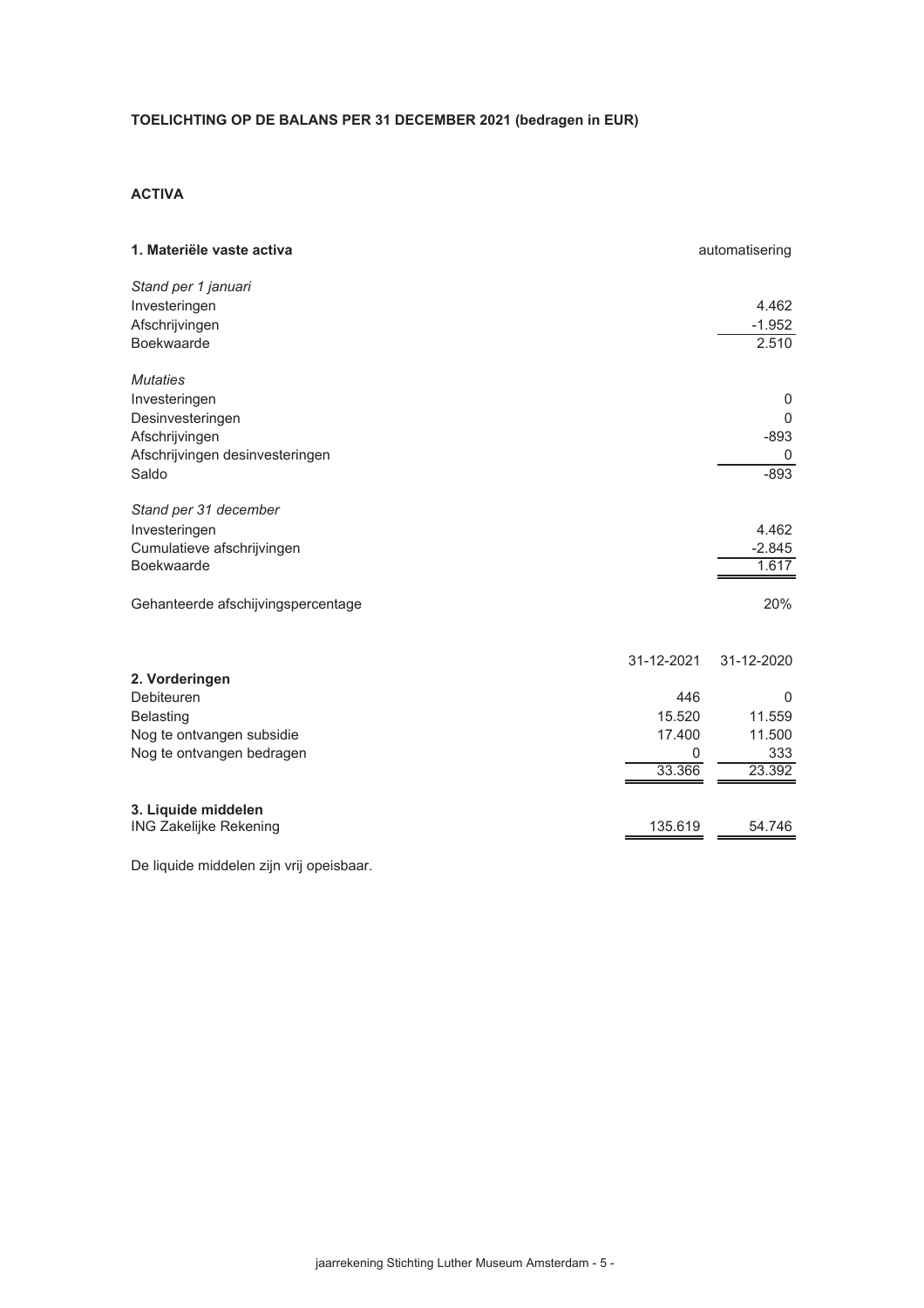**TOELICHTING OP DE BALANS PER 31 DECEMBER 2021 (bedragen in EUR)**

**ACTIVA**

| **1. Materiële vaste activa** | automatisering |
|---|---|
| *Stand per 1 januari* | |
| Investeringen | 4.462 |
| Afschrijvingen | -1.952 |
| Boekwaarde | 2.510 |
| | |
| *Mutaties* | |
| Investeringen | 0 |
| Desinvesteringen | 0 |
| Afschrijvingen | -893 |
| Afschrijvingen desinvesteringen | 0 |
| Saldo | -893 |
| | |
| *Stand per 31 december* | |
| Investeringen | 4.462 |
| Cumulatieve afschrijvingen | -2.845 |
| Boekwaarde | 1.617 |
| | |
| Gehanteerde afschijvingspercentage | 20% |

| | 31-12-2021 | 31-12-2020 |
|---|---|---|
| **2. Vorderingen** | | |
| Debiteuren | 446 | 0 |
| Belasting | 15.520 | 11.559 |
| Nog te ontvangen subsidie | 17.400 | 11.500 |
| Nog te ontvangen bedragen | 0 | 333 |
| | 33.366 | 23.392 |
| | | |
| **3. Liquide middelen** | | |
| ING Zakelijke Rekening | 135.619 | 54.746 |

De liquide middelen zijn vrij opeisbaar.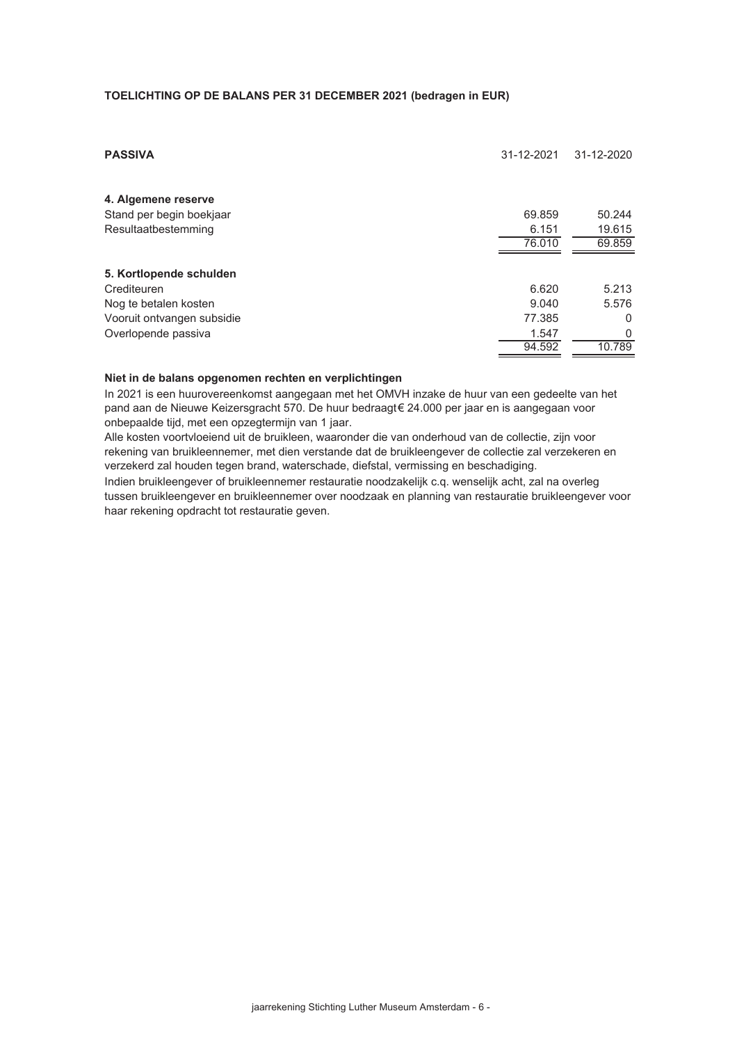## TOELICHTING OP DE BALANS PER 31 DECEMBER 2021 (bedragen in EUR)

| **PASSIVA** | 31-12-2021 | 31-12-2020 |
|---|---|---|
| **4. Algemene reserve** | | |
| Stand per begin boekjaar | 69.859 | 50.244 |
| Resultaatbestemming | 6.151 | 19.615 |
| | 76.010 | 69.859 |
| **5. Kortlopende schulden** | | |
| Crediteuren | 6.620 | 5.213 |
| Nog te betalen kosten | 9.040 | 5.576 |
| Vooruit ontvangen subsidie | 77.385 | 0 |
| Overlopende passiva | 1.547 | 0 |
| | 94.592 | 10.789 |

**Niet in de balans opgenomen rechten en verplichtingen**

In 2021 is een huurovereenkomst aangegaan met het OMVH inzake de huur van een gedeelte van het pand aan de Nieuwe Keizersgracht 570. De huur bedraagt € 24.000 per jaar en is aangegaan voor onbepaalde tijd, met een opzegtermijn van 1 jaar.

Alle kosten voortvloeiend uit de bruikleen, waaronder die van onderhoud van de collectie, zijn voor rekening van bruikleennemer, met dien verstande dat de bruikleengever de collectie zal verzekeren en verzekerd zal houden tegen brand, waterschade, diefstal, vermissing en beschadiging.

Indien bruikleengever of bruikleennemer restauratie noodzakelijk c.q. wenselijk acht, zal na overleg tussen bruikleengever en bruikleennemer over noodzaak en planning van restauratie bruikleengever voor haar rekening opdracht tot restauratie geven.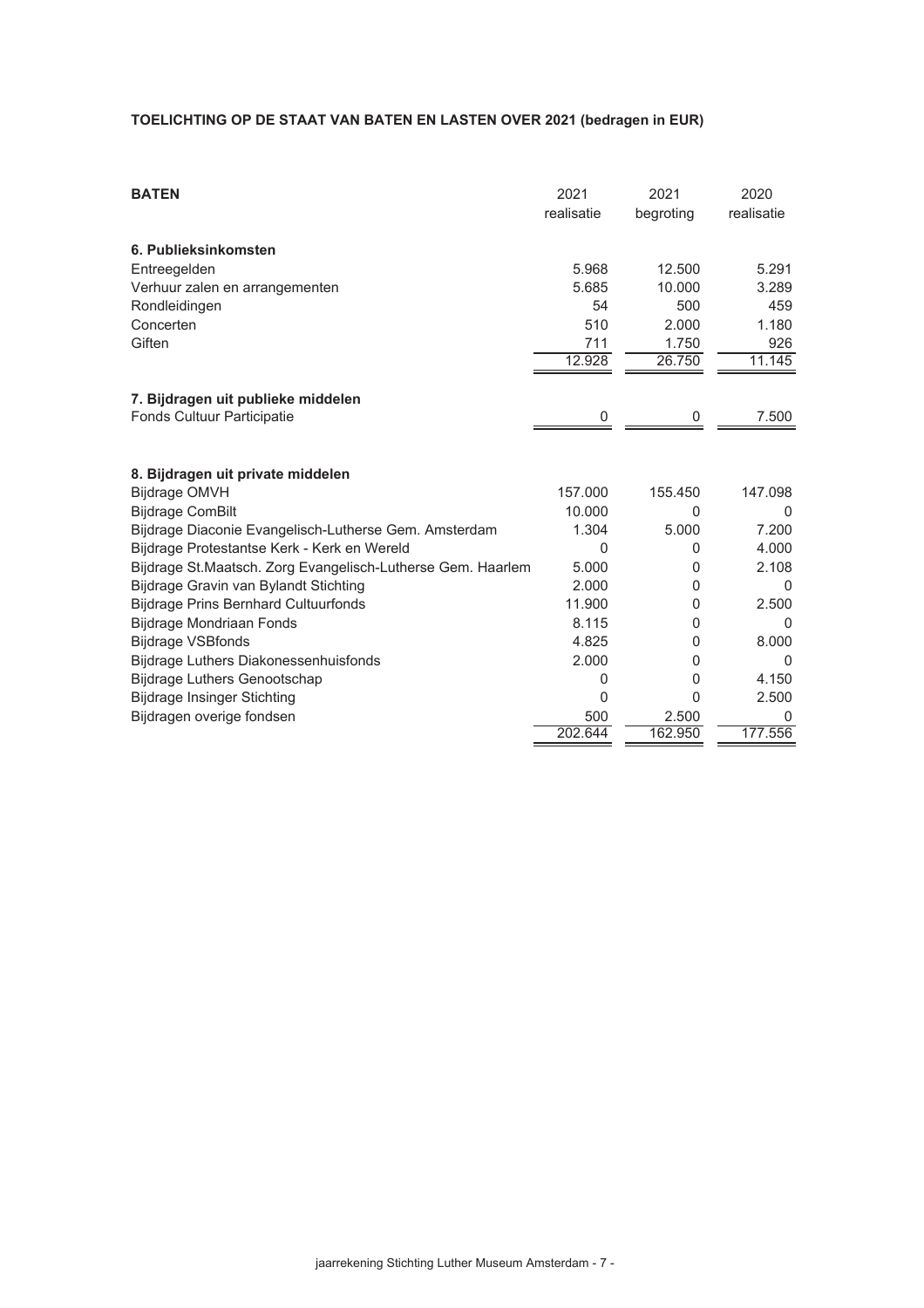**TOELICHTING OP DE STAAT VAN BATEN EN LASTEN OVER 2021 (bedragen in EUR)**

| **BATEN** | 2021 realisatie | 2021 begroting | 2020 realisatie |
|---|---|---|---|
| **6. Publieksinkomsten** | | | |
| Entreegelden | 5.968 | 12.500 | 5.291 |
| Verhuur zalen en arrangementen | 5.685 | 10.000 | 3.289 |
| Rondleidingen | 54 | 500 | 459 |
| Concerten | 510 | 2.000 | 1.180 |
| Giften | 711 | 1.750 | 926 |
| | 12.928 | 26.750 | 11.145 |
| **7. Bijdragen uit publieke middelen** | | | |
| Fonds Cultuur Participatie | 0 | 0 | 7.500 |
| **8. Bijdragen uit private middelen** | | | |
| Bijdrage OMVH | 157.000 | 155.450 | 147.098 |
| Bijdrage ComBilt | 10.000 | 0 | 0 |
| Bijdrage Diaconie Evangelisch-Lutherse Gem. Amsterdam | 1.304 | 5.000 | 7.200 |
| Bijdrage Protestantse Kerk - Kerk en Wereld | 0 | 0 | 4.000 |
| Bijdrage St.Maatsch. Zorg Evangelisch-Lutherse Gem. Haarlem | 5.000 | 0 | 2.108 |
| Bijdrage Gravin van Bylandt Stichting | 2.000 | 0 | 0 |
| Bijdrage Prins Bernhard Cultuurfonds | 11.900 | 0 | 2.500 |
| Bijdrage Mondriaan Fonds | 8.115 | 0 | 0 |
| Bijdrage VSBfonds | 4.825 | 0 | 8.000 |
| Bijdrage Luthers Diakonessenhuisfonds | 2.000 | 0 | 0 |
| Bijdrage Luthers Genootschap | 0 | 0 | 4.150 |
| Bijdrage Insinger Stichting | 0 | 0 | 2.500 |
| Bijdragen overige fondsen | 500 | 2.500 | 0 |
| | 202.644 | 162.950 | 177.556 |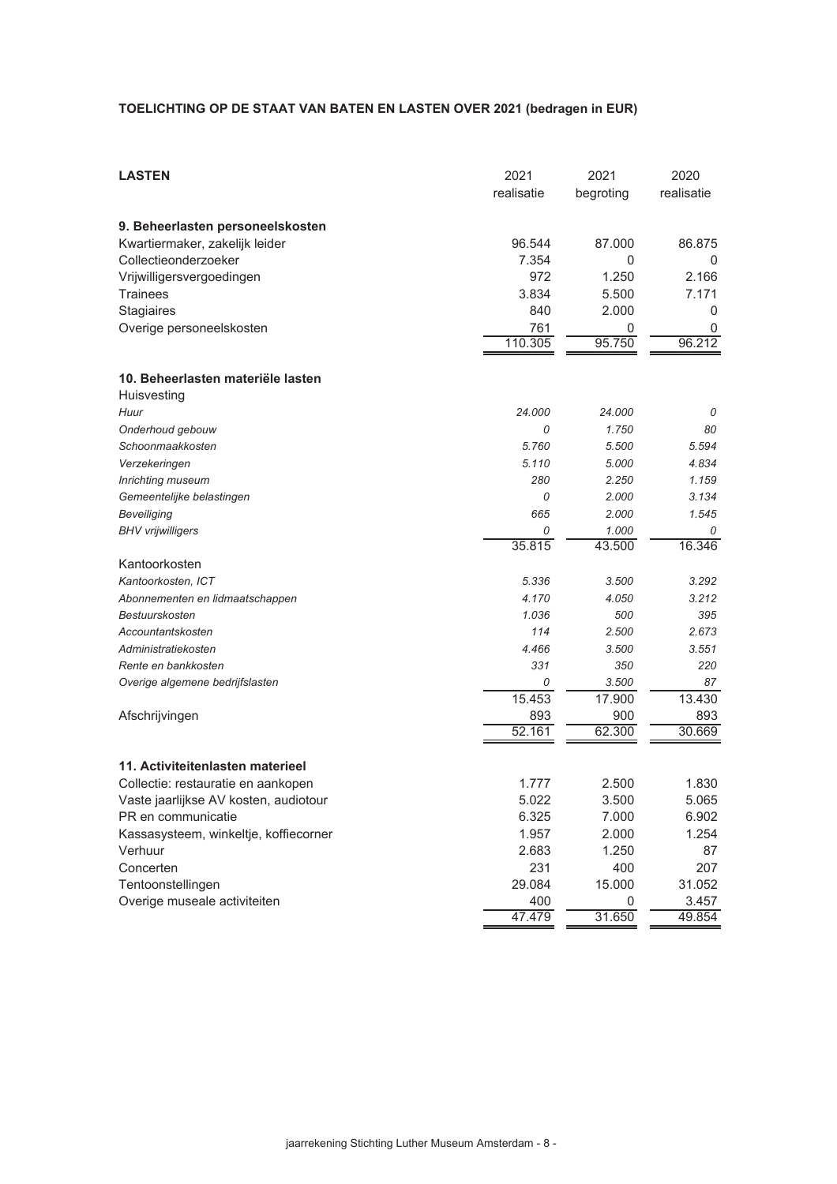**TOELICHTING OP DE STAAT VAN BATEN EN LASTEN OVER 2021 (bedragen in EUR)**

| **LASTEN** | 2021 realisatie | 2021 begroting | 2020 realisatie |
|---|---|---|---|
| **9. Beheerlasten personeelskosten** | | | |
| Kwartiermaker, zakelijk leider | 96.544 | 87.000 | 86.875 |
| Collectieonderzoeker | 7.354 | 0 | 0 |
| Vrijwilligersvergoedingen | 972 | 1.250 | 2.166 |
| Trainees | 3.834 | 5.500 | 7.171 |
| Stagiaires | 840 | 2.000 | 0 |
| Overige personeelskosten | 761 | 0 | 0 |
| | 110.305 | 95.750 | 96.212 |
| **10. Beheerlasten materiële lasten** | | | |
| Huisvesting | | | |
| *Huur* | *24.000* | *24.000* | *0* |
| *Onderhoud gebouw* | *0* | *1.750* | *80* |
| *Schoonmaakkosten* | *5.760* | *5.500* | *5.594* |
| *Verzekeringen* | *5.110* | *5.000* | *4.834* |
| *Inrichting museum* | *280* | *2.250* | *1.159* |
| *Gemeentelijke belastingen* | *0* | *2.000* | *3.134* |
| *Beveiliging* | *665* | *2.000* | *1.545* |
| *BHV vrijwilligers* | *0* | *1.000* | *0* |
| | 35.815 | 43.500 | 16.346 |
| Kantoorkosten | | | |
| *Kantoorkosten, ICT* | *5.336* | *3.500* | *3.292* |
| *Abonnementen en lidmaatschappen* | *4.170* | *4.050* | *3.212* |
| *Bestuurskosten* | *1.036* | *500* | *395* |
| *Accountantskosten* | *114* | *2.500* | *2.673* |
| *Administratiekosten* | *4.466* | *3.500* | *3.551* |
| *Rente en bankkosten* | *331* | *350* | *220* |
| *Overige algemene bedrijfslasten* | *0* | *3.500* | *87* |
| | 15.453 | 17.900 | 13.430 |
| Afschrijvingen | 893 | 900 | 893 |
| | 52.161 | 62.300 | 30.669 |
| **11. Activiteitenlasten materieel** | | | |
| Collectie: restauratie en aankopen | 1.777 | 2.500 | 1.830 |
| Vaste jaarlijkse AV kosten, audiotour | 5.022 | 3.500 | 5.065 |
| PR en communicatie | 6.325 | 7.000 | 6.902 |
| Kassasysteem, winkeltje, koffiecorner | 1.957 | 2.000 | 1.254 |
| Verhuur | 2.683 | 1.250 | 87 |
| Concerten | 231 | 400 | 207 |
| Tentoonstellingen | 29.084 | 15.000 | 31.052 |
| Overige museale activiteiten | 400 | 0 | 3.457 |
| | 47.479 | 31.650 | 49.854 |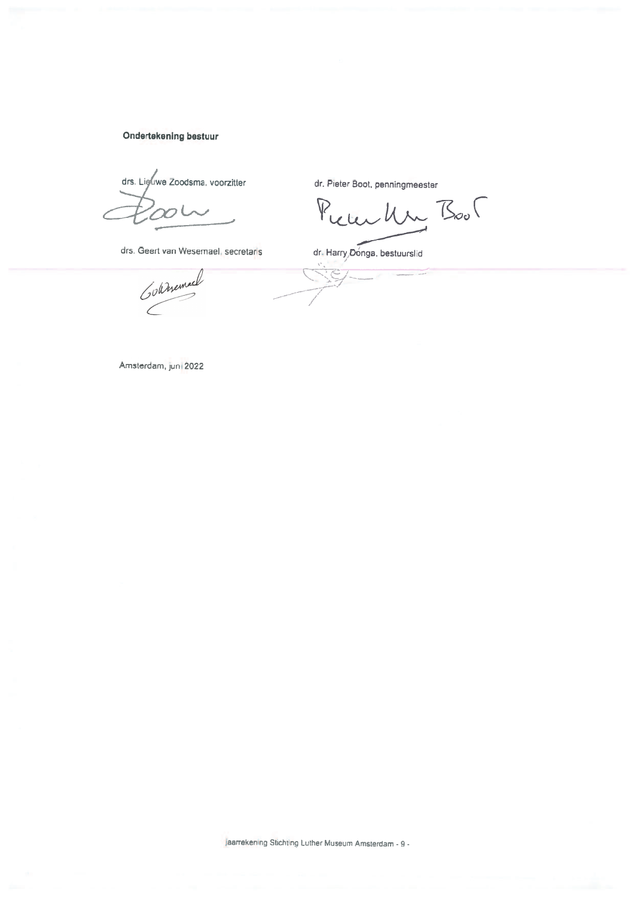**Ondertekening bestuur**

drs. Lieuwe Zoodsma, voorzitter

dr. Pieter Boot, penningmeester

drs. Geert van Wesemael, secretaris

dr. Harry Donga, bestuurslid

Amsterdam, juni 2022